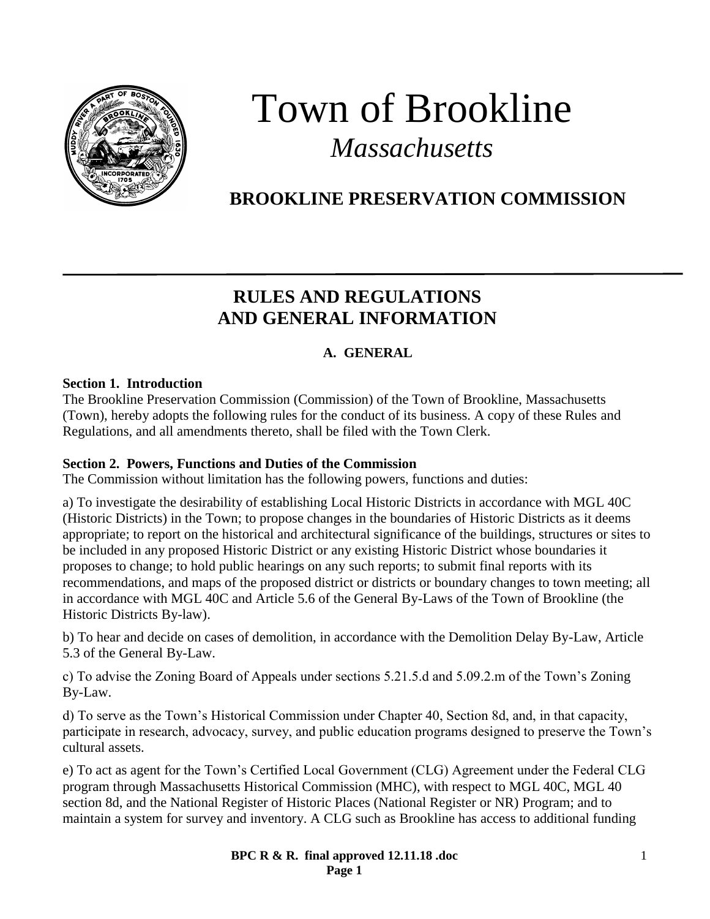# Town of Brookline

*Massachusetts*

## BROOKLINE PRESERVATION COMMISSION

---

## RULES AND REGULATIONS AND GENERAL INFORMATION

### A. GENERAL

**Section 1. Introduction**

The Brookline Preservation Commission (Commission) of the Town of Brookline, Massachusetts (Town), hereby adopts the following rules for the conduct of its business. A copy of these Rules and Regulations, and all amendments thereto, shall be filed with the Town Clerk.

**Section 2. Powers, Functions and Duties of the Commission**

The Commission without limitation has the following powers, functions and duties:

a) To investigate the desirability of establishing Local Historic Districts in accordance with MGL 40C (Historic Districts) in the Town; to propose changes in the boundaries of Historic Districts as it deems appropriate; to report on the historical and architectural significance of the buildings, structures or sites to be included in any proposed Historic District or any existing Historic District whose boundaries it proposes to change; to hold public hearings on any such reports; to submit final reports with its recommendations, and maps of the proposed district or districts or boundary changes to town meeting; all in accordance with MGL 40C and Article 5.6 of the General By-Laws of the Town of Brookline (the Historic Districts By-law).

b) To hear and decide on cases of demolition, in accordance with the Demolition Delay By-Law, Article 5.3 of the General By-Law.

c) To advise the Zoning Board of Appeals under sections 5.21.5.d and 5.09.2.m of the Town's Zoning By-Law.

d) To serve as the Town's Historical Commission under Chapter 40, Section 8d, and, in that capacity, participate in research, advocacy, survey, and public education programs designed to preserve the Town's cultural assets.

e) To act as agent for the Town's Certified Local Government (CLG) Agreement under the Federal CLG program through Massachusetts Historical Commission (MHC), with respect to MGL 40C, MGL 40 section 8d, and the National Register of Historic Places (National Register or NR) Program; and to maintain a system for survey and inventory. A CLG such as Brookline has access to additional funding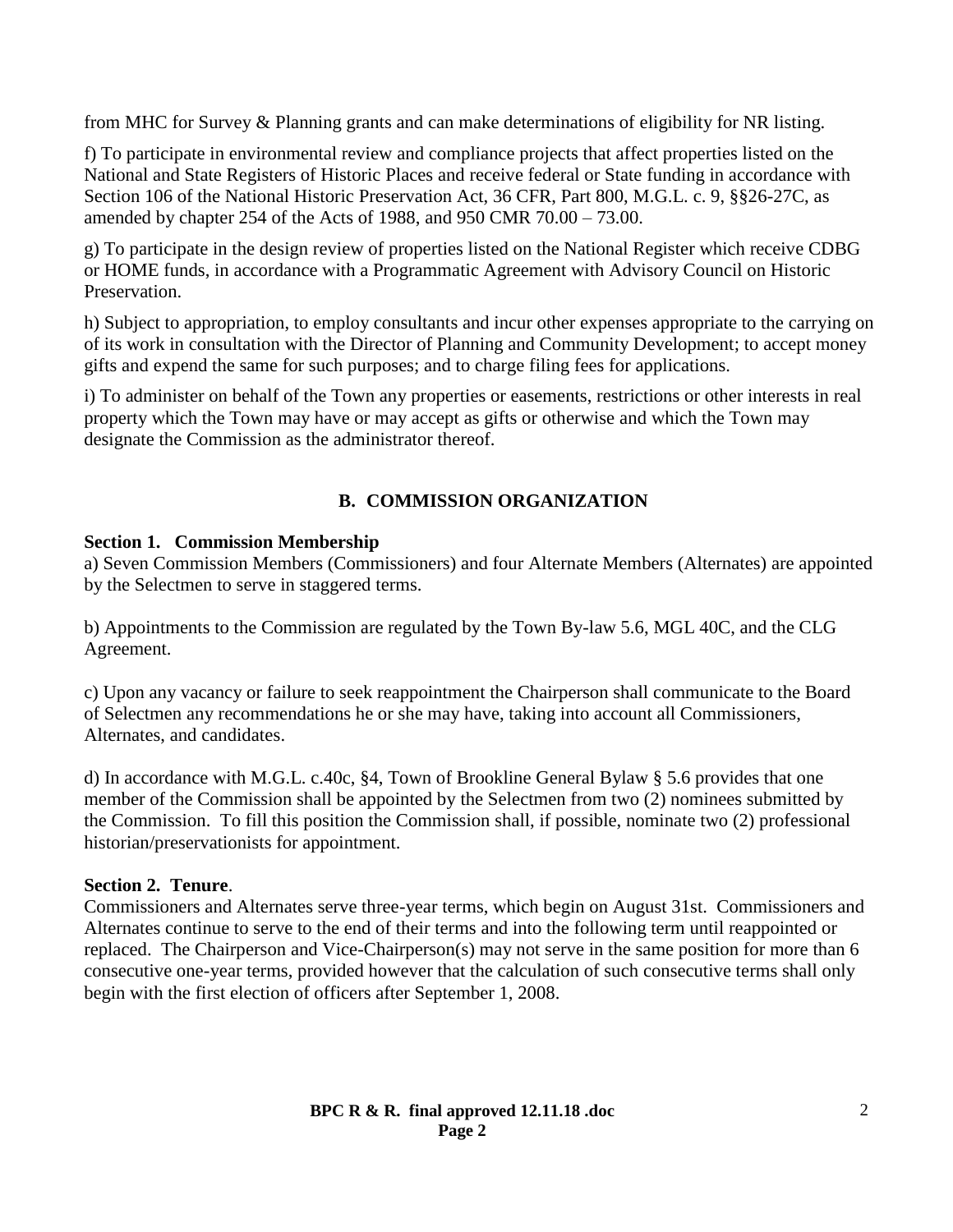from MHC for Survey & Planning grants and can make determinations of eligibility for NR listing.

f) To participate in environmental review and compliance projects that affect properties listed on the National and State Registers of Historic Places and receive federal or State funding in accordance with Section 106 of the National Historic Preservation Act, 36 CFR, Part 800, M.G.L. c. 9, §§26-27C, as amended by chapter 254 of the Acts of 1988, and 950 CMR 70.00 – 73.00.

g) To participate in the design review of properties listed on the National Register which receive CDBG or HOME funds, in accordance with a Programmatic Agreement with Advisory Council on Historic Preservation.

h) Subject to appropriation, to employ consultants and incur other expenses appropriate to the carrying on of its work in consultation with the Director of Planning and Community Development; to accept money gifts and expend the same for such purposes; and to charge filing fees for applications.

i) To administer on behalf of the Town any properties or easements, restrictions or other interests in real property which the Town may have or may accept as gifts or otherwise and which the Town may designate the Commission as the administrator thereof.

## B. COMMISSION ORGANIZATION

**Section 1. Commission Membership**

a) Seven Commission Members (Commissioners) and four Alternate Members (Alternates) are appointed by the Selectmen to serve in staggered terms.

b) Appointments to the Commission are regulated by the Town By-law 5.6, MGL 40C, and the CLG Agreement.

c) Upon any vacancy or failure to seek reappointment the Chairperson shall communicate to the Board of Selectmen any recommendations he or she may have, taking into account all Commissioners, Alternates, and candidates.

d) In accordance with M.G.L. c.40c, §4, Town of Brookline General Bylaw § 5.6 provides that one member of the Commission shall be appointed by the Selectmen from two (2) nominees submitted by the Commission. To fill this position the Commission shall, if possible, nominate two (2) professional historian/preservationists for appointment.

**Section 2. Tenure**.

Commissioners and Alternates serve three-year terms, which begin on August 31st. Commissioners and Alternates continue to serve to the end of their terms and into the following term until reappointed or replaced. The Chairperson and Vice-Chairperson(s) may not serve in the same position for more than 6 consecutive one-year terms, provided however that the calculation of such consecutive terms shall only begin with the first election of officers after September 1, 2008.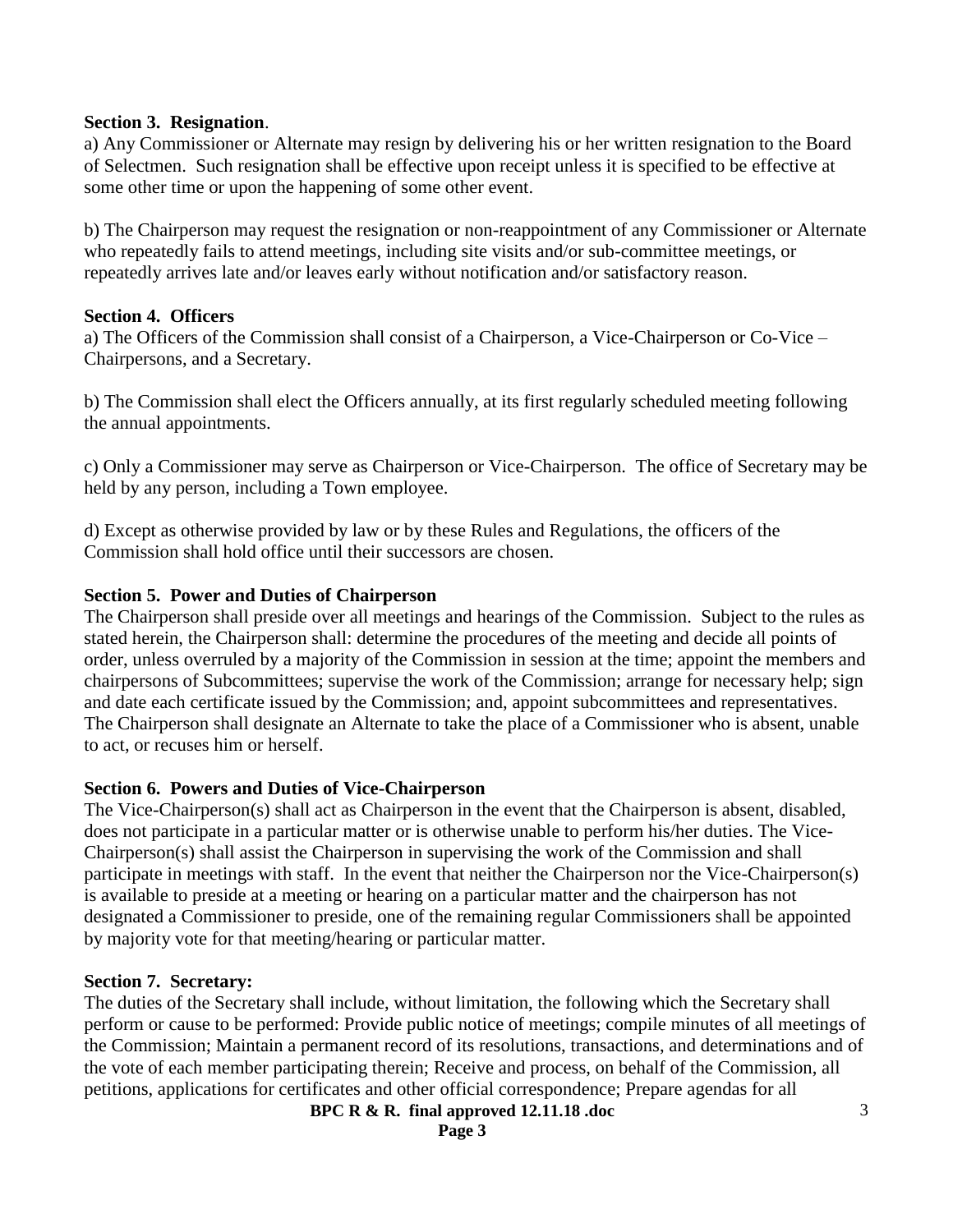**Section 3. Resignation**.

a) Any Commissioner or Alternate may resign by delivering his or her written resignation to the Board of Selectmen. Such resignation shall be effective upon receipt unless it is specified to be effective at some other time or upon the happening of some other event.

b) The Chairperson may request the resignation or non-reappointment of any Commissioner or Alternate who repeatedly fails to attend meetings, including site visits and/or sub-committee meetings, or repeatedly arrives late and/or leaves early without notification and/or satisfactory reason.

**Section 4. Officers**

a) The Officers of the Commission shall consist of a Chairperson, a Vice-Chairperson or Co-Vice – Chairpersons, and a Secretary.

b) The Commission shall elect the Officers annually, at its first regularly scheduled meeting following the annual appointments.

c) Only a Commissioner may serve as Chairperson or Vice-Chairperson. The office of Secretary may be held by any person, including a Town employee.

d) Except as otherwise provided by law or by these Rules and Regulations, the officers of the Commission shall hold office until their successors are chosen.

**Section 5. Power and Duties of Chairperson**

The Chairperson shall preside over all meetings and hearings of the Commission. Subject to the rules as stated herein, the Chairperson shall: determine the procedures of the meeting and decide all points of order, unless overruled by a majority of the Commission in session at the time; appoint the members and chairpersons of Subcommittees; supervise the work of the Commission; arrange for necessary help; sign and date each certificate issued by the Commission; and, appoint subcommittees and representatives. The Chairperson shall designate an Alternate to take the place of a Commissioner who is absent, unable to act, or recuses him or herself.

**Section 6. Powers and Duties of Vice-Chairperson**

The Vice-Chairperson(s) shall act as Chairperson in the event that the Chairperson is absent, disabled, does not participate in a particular matter or is otherwise unable to perform his/her duties. The Vice-Chairperson(s) shall assist the Chairperson in supervising the work of the Commission and shall participate in meetings with staff. In the event that neither the Chairperson nor the Vice-Chairperson(s) is available to preside at a meeting or hearing on a particular matter and the chairperson has not designated a Commissioner to preside, one of the remaining regular Commissioners shall be appointed by majority vote for that meeting/hearing or particular matter.

**Section 7. Secretary:**

The duties of the Secretary shall include, without limitation, the following which the Secretary shall perform or cause to be performed: Provide public notice of meetings; compile minutes of all meetings of the Commission; Maintain a permanent record of its resolutions, transactions, and determinations and of the vote of each member participating therein; Receive and process, on behalf of the Commission, all petitions, applications for certificates and other official correspondence; Prepare agendas for all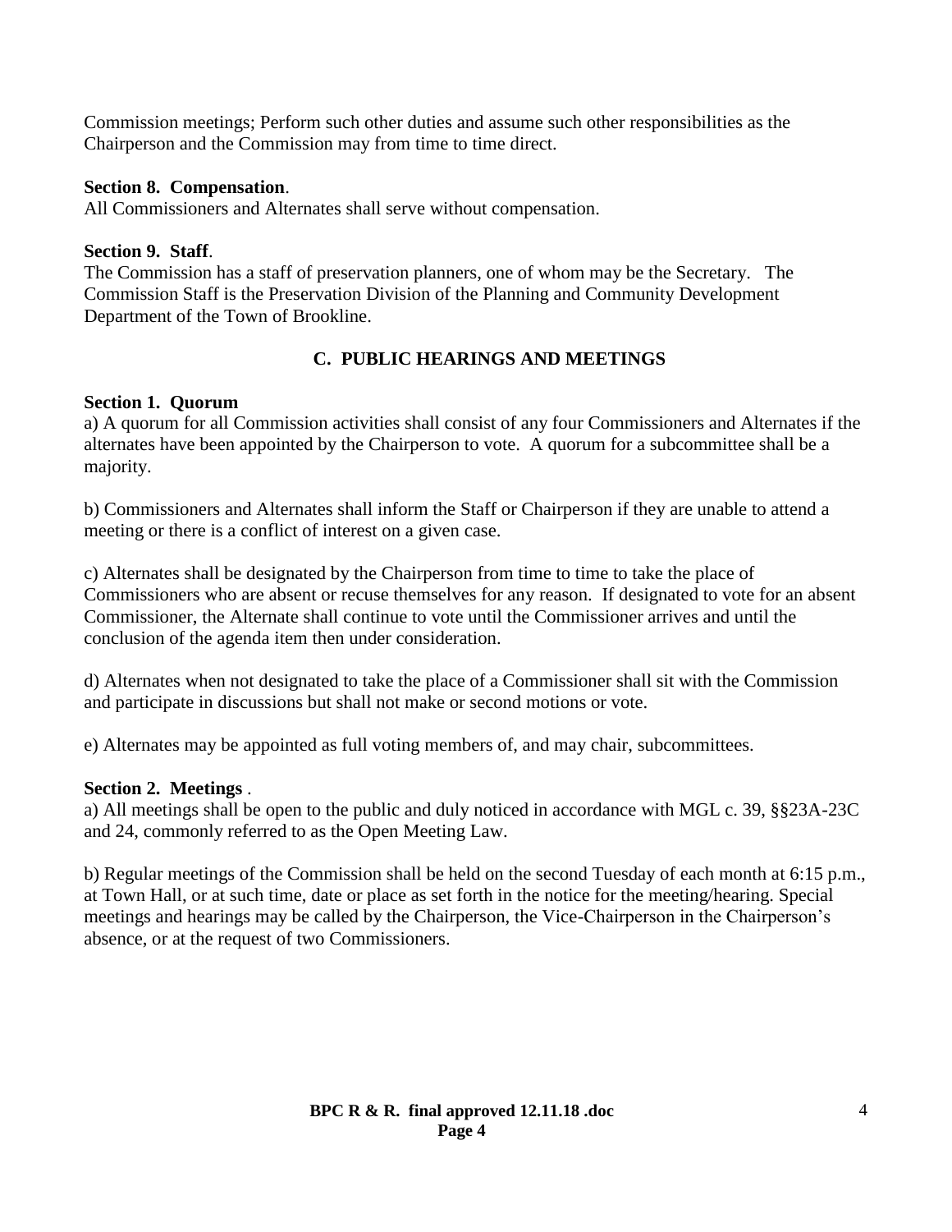Commission meetings; Perform such other duties and assume such other responsibilities as the Chairperson and the Commission may from time to time direct.

**Section 8. Compensation**.
All Commissioners and Alternates shall serve without compensation.

**Section 9. Staff**.
The Commission has a staff of preservation planners, one of whom may be the Secretary. The Commission Staff is the Preservation Division of the Planning and Community Development Department of the Town of Brookline.

## C. PUBLIC HEARINGS AND MEETINGS

**Section 1. Quorum**
a) A quorum for all Commission activities shall consist of any four Commissioners and Alternates if the alternates have been appointed by the Chairperson to vote. A quorum for a subcommittee shall be a majority.

b) Commissioners and Alternates shall inform the Staff or Chairperson if they are unable to attend a meeting or there is a conflict of interest on a given case.

c) Alternates shall be designated by the Chairperson from time to time to take the place of Commissioners who are absent or recuse themselves for any reason. If designated to vote for an absent Commissioner, the Alternate shall continue to vote until the Commissioner arrives and until the conclusion of the agenda item then under consideration.

d) Alternates when not designated to take the place of a Commissioner shall sit with the Commission and participate in discussions but shall not make or second motions or vote.

e) Alternates may be appointed as full voting members of, and may chair, subcommittees.

**Section 2. Meetings** .
a) All meetings shall be open to the public and duly noticed in accordance with MGL c. 39, §§23A-23C and 24, commonly referred to as the Open Meeting Law.

b) Regular meetings of the Commission shall be held on the second Tuesday of each month at 6:15 p.m., at Town Hall, or at such time, date or place as set forth in the notice for the meeting/hearing. Special meetings and hearings may be called by the Chairperson, the Vice-Chairperson in the Chairperson's absence, or at the request of two Commissioners.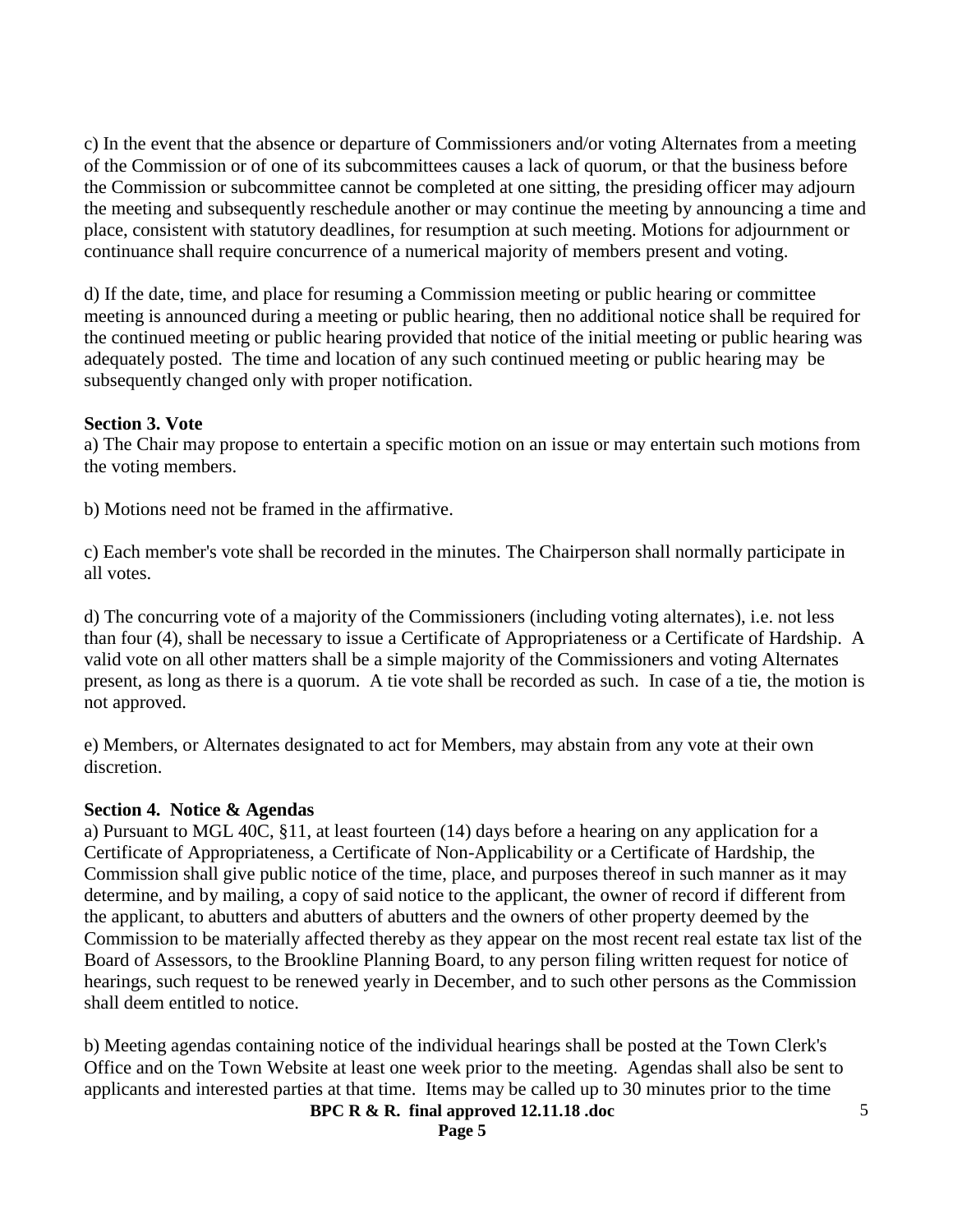c) In the event that the absence or departure of Commissioners and/or voting Alternates from a meeting of the Commission or of one of its subcommittees causes a lack of quorum, or that the business before the Commission or subcommittee cannot be completed at one sitting, the presiding officer may adjourn the meeting and subsequently reschedule another or may continue the meeting by announcing a time and place, consistent with statutory deadlines, for resumption at such meeting. Motions for adjournment or continuance shall require concurrence of a numerical majority of members present and voting.

d) If the date, time, and place for resuming a Commission meeting or public hearing or committee meeting is announced during a meeting or public hearing, then no additional notice shall be required for the continued meeting or public hearing provided that notice of the initial meeting or public hearing was adequately posted. The time and location of any such continued meeting or public hearing may be subsequently changed only with proper notification.

**Section 3. Vote**

a) The Chair may propose to entertain a specific motion on an issue or may entertain such motions from the voting members.

b) Motions need not be framed in the affirmative.

c) Each member's vote shall be recorded in the minutes. The Chairperson shall normally participate in all votes.

d) The concurring vote of a majority of the Commissioners (including voting alternates), i.e. not less than four (4), shall be necessary to issue a Certificate of Appropriateness or a Certificate of Hardship. A valid vote on all other matters shall be a simple majority of the Commissioners and voting Alternates present, as long as there is a quorum. A tie vote shall be recorded as such. In case of a tie, the motion is not approved.

e) Members, or Alternates designated to act for Members, may abstain from any vote at their own discretion.

**Section 4. Notice & Agendas**

a) Pursuant to MGL 40C, §11, at least fourteen (14) days before a hearing on any application for a Certificate of Appropriateness, a Certificate of Non-Applicability or a Certificate of Hardship, the Commission shall give public notice of the time, place, and purposes thereof in such manner as it may determine, and by mailing, a copy of said notice to the applicant, the owner of record if different from the applicant, to abutters and abutters of abutters and the owners of other property deemed by the Commission to be materially affected thereby as they appear on the most recent real estate tax list of the Board of Assessors, to the Brookline Planning Board, to any person filing written request for notice of hearings, such request to be renewed yearly in December, and to such other persons as the Commission shall deem entitled to notice.

b) Meeting agendas containing notice of the individual hearings shall be posted at the Town Clerk's Office and on the Town Website at least one week prior to the meeting. Agendas shall also be sent to applicants and interested parties at that time. Items may be called up to 30 minutes prior to the time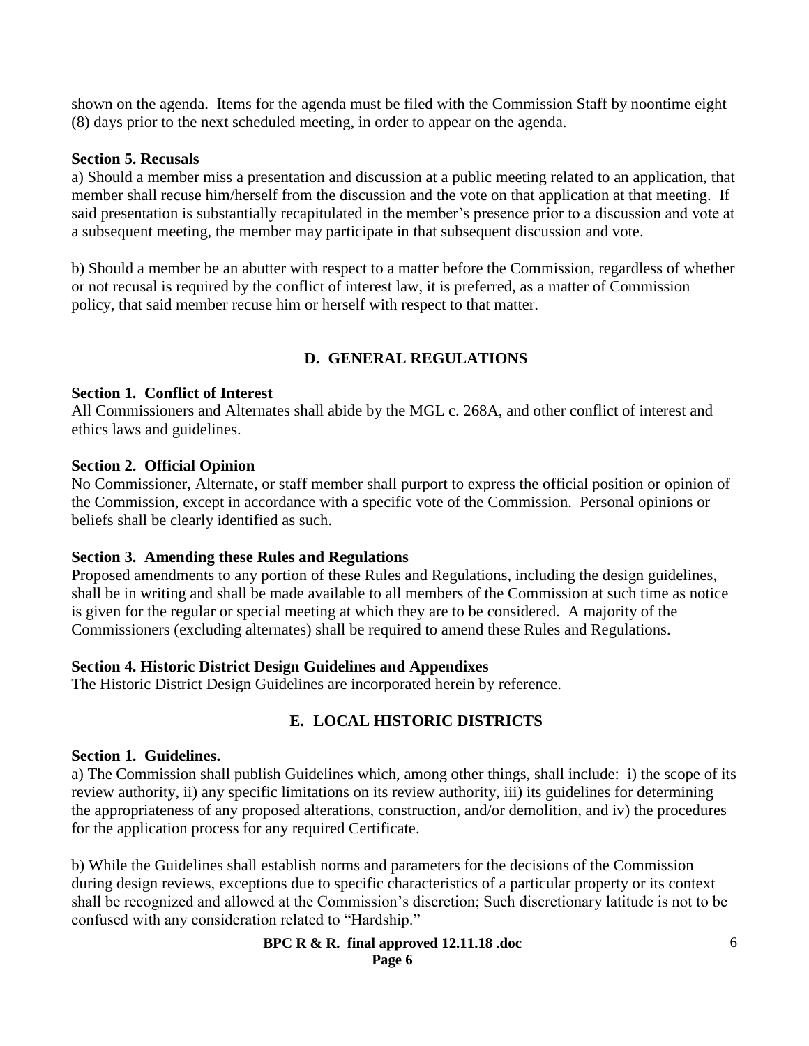shown on the agenda. Items for the agenda must be filed with the Commission Staff by noontime eight (8) days prior to the next scheduled meeting, in order to appear on the agenda.

**Section 5. Recusals**

a) Should a member miss a presentation and discussion at a public meeting related to an application, that member shall recuse him/herself from the discussion and the vote on that application at that meeting. If said presentation is substantially recapitulated in the member's presence prior to a discussion and vote at a subsequent meeting, the member may participate in that subsequent discussion and vote.

b) Should a member be an abutter with respect to a matter before the Commission, regardless of whether or not recusal is required by the conflict of interest law, it is preferred, as a matter of Commission policy, that said member recuse him or herself with respect to that matter.

## D. GENERAL REGULATIONS

**Section 1. Conflict of Interest**

All Commissioners and Alternates shall abide by the MGL c. 268A, and other conflict of interest and ethics laws and guidelines.

**Section 2. Official Opinion**

No Commissioner, Alternate, or staff member shall purport to express the official position or opinion of the Commission, except in accordance with a specific vote of the Commission. Personal opinions or beliefs shall be clearly identified as such.

**Section 3. Amending these Rules and Regulations**

Proposed amendments to any portion of these Rules and Regulations, including the design guidelines, shall be in writing and shall be made available to all members of the Commission at such time as notice is given for the regular or special meeting at which they are to be considered. A majority of the Commissioners (excluding alternates) shall be required to amend these Rules and Regulations.

**Section 4. Historic District Design Guidelines and Appendixes**

The Historic District Design Guidelines are incorporated herein by reference.

## E. LOCAL HISTORIC DISTRICTS

**Section 1. Guidelines.**

a) The Commission shall publish Guidelines which, among other things, shall include: i) the scope of its review authority, ii) any specific limitations on its review authority, iii) its guidelines for determining the appropriateness of any proposed alterations, construction, and/or demolition, and iv) the procedures for the application process for any required Certificate.

b) While the Guidelines shall establish norms and parameters for the decisions of the Commission during design reviews, exceptions due to specific characteristics of a particular property or its context shall be recognized and allowed at the Commission's discretion; Such discretionary latitude is not to be confused with any consideration related to "Hardship."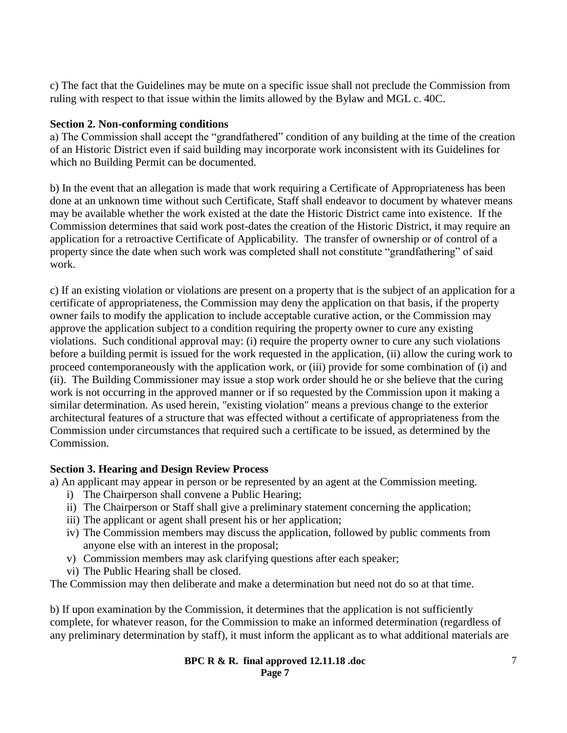c) The fact that the Guidelines may be mute on a specific issue shall not preclude the Commission from ruling with respect to that issue within the limits allowed by the Bylaw and MGL c. 40C.

**Section 2. Non-conforming conditions**

a) The Commission shall accept the "grandfathered" condition of any building at the time of the creation of an Historic District even if said building may incorporate work inconsistent with its Guidelines for which no Building Permit can be documented.

b) In the event that an allegation is made that work requiring a Certificate of Appropriateness has been done at an unknown time without such Certificate, Staff shall endeavor to document by whatever means may be available whether the work existed at the date the Historic District came into existence. If the Commission determines that said work post-dates the creation of the Historic District, it may require an application for a retroactive Certificate of Applicability. The transfer of ownership or of control of a property since the date when such work was completed shall not constitute "grandfathering" of said work.

c) If an existing violation or violations are present on a property that is the subject of an application for a certificate of appropriateness, the Commission may deny the application on that basis, if the property owner fails to modify the application to include acceptable curative action, or the Commission may approve the application subject to a condition requiring the property owner to cure any existing violations. Such conditional approval may: (i) require the property owner to cure any such violations before a building permit is issued for the work requested in the application, (ii) allow the curing work to proceed contemporaneously with the application work, or (iii) provide for some combination of (i) and (ii). The Building Commissioner may issue a stop work order should he or she believe that the curing work is not occurring in the approved manner or if so requested by the Commission upon it making a similar determination. As used herein, "existing violation" means a previous change to the exterior architectural features of a structure that was effected without a certificate of appropriateness from the Commission under circumstances that required such a certificate to be issued, as determined by the Commission.

**Section 3. Hearing and Design Review Process**

a) An applicant may appear in person or be represented by an agent at the Commission meeting.

i) The Chairperson shall convene a Public Hearing;
ii) The Chairperson or Staff shall give a preliminary statement concerning the application;
iii) The applicant or agent shall present his or her application;
iv) The Commission members may discuss the application, followed by public comments from anyone else with an interest in the proposal;
v) Commission members may ask clarifying questions after each speaker;
vi) The Public Hearing shall be closed.

The Commission may then deliberate and make a determination but need not do so at that time.

b) If upon examination by the Commission, it determines that the application is not sufficiently complete, for whatever reason, for the Commission to make an informed determination (regardless of any preliminary determination by staff), it must inform the applicant as to what additional materials are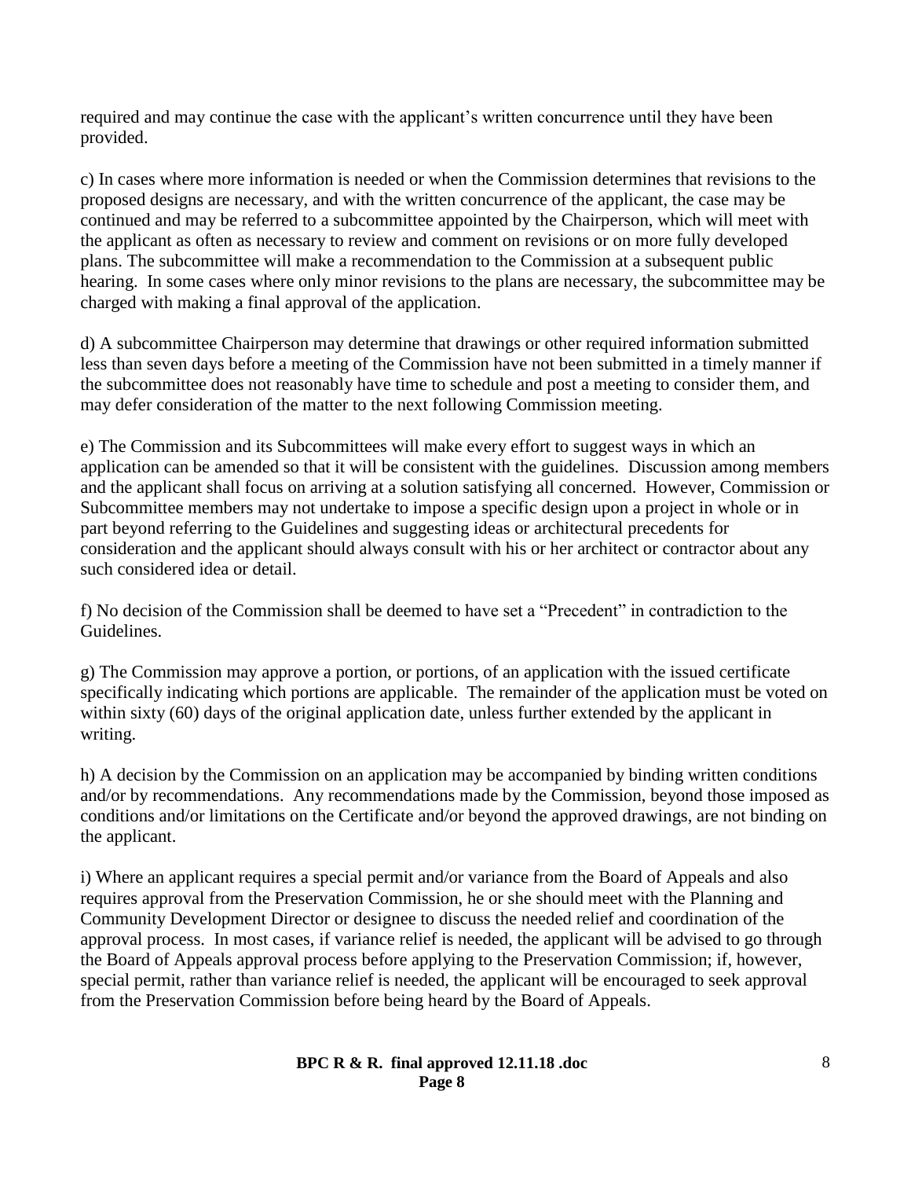required and may continue the case with the applicant's written concurrence until they have been provided.

c) In cases where more information is needed or when the Commission determines that revisions to the proposed designs are necessary, and with the written concurrence of the applicant, the case may be continued and may be referred to a subcommittee appointed by the Chairperson, which will meet with the applicant as often as necessary to review and comment on revisions or on more fully developed plans. The subcommittee will make a recommendation to the Commission at a subsequent public hearing. In some cases where only minor revisions to the plans are necessary, the subcommittee may be charged with making a final approval of the application.

d) A subcommittee Chairperson may determine that drawings or other required information submitted less than seven days before a meeting of the Commission have not been submitted in a timely manner if the subcommittee does not reasonably have time to schedule and post a meeting to consider them, and may defer consideration of the matter to the next following Commission meeting.

e) The Commission and its Subcommittees will make every effort to suggest ways in which an application can be amended so that it will be consistent with the guidelines. Discussion among members and the applicant shall focus on arriving at a solution satisfying all concerned. However, Commission or Subcommittee members may not undertake to impose a specific design upon a project in whole or in part beyond referring to the Guidelines and suggesting ideas or architectural precedents for consideration and the applicant should always consult with his or her architect or contractor about any such considered idea or detail.

f) No decision of the Commission shall be deemed to have set a "Precedent" in contradiction to the Guidelines.

g) The Commission may approve a portion, or portions, of an application with the issued certificate specifically indicating which portions are applicable. The remainder of the application must be voted on within sixty (60) days of the original application date, unless further extended by the applicant in writing.

h) A decision by the Commission on an application may be accompanied by binding written conditions and/or by recommendations. Any recommendations made by the Commission, beyond those imposed as conditions and/or limitations on the Certificate and/or beyond the approved drawings, are not binding on the applicant.

i) Where an applicant requires a special permit and/or variance from the Board of Appeals and also requires approval from the Preservation Commission, he or she should meet with the Planning and Community Development Director or designee to discuss the needed relief and coordination of the approval process. In most cases, if variance relief is needed, the applicant will be advised to go through the Board of Appeals approval process before applying to the Preservation Commission; if, however, special permit, rather than variance relief is needed, the applicant will be encouraged to seek approval from the Preservation Commission before being heard by the Board of Appeals.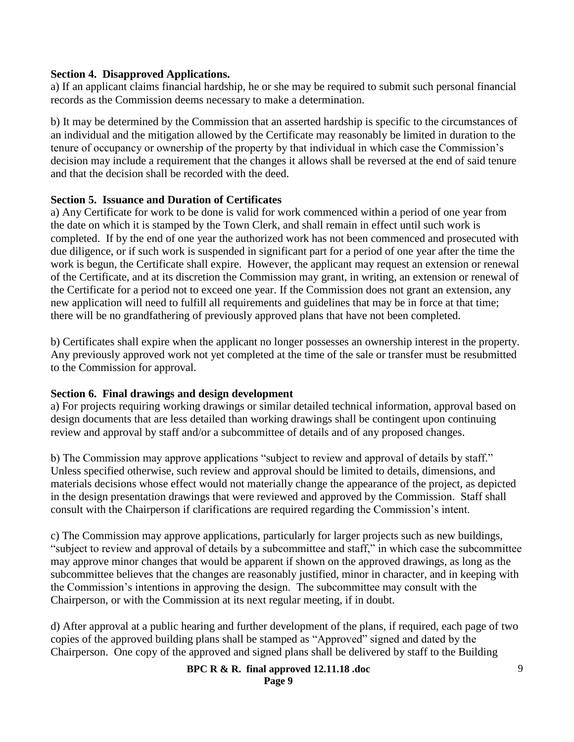**Section 4. Disapproved Applications.**

a) If an applicant claims financial hardship, he or she may be required to submit such personal financial records as the Commission deems necessary to make a determination.

b) It may be determined by the Commission that an asserted hardship is specific to the circumstances of an individual and the mitigation allowed by the Certificate may reasonably be limited in duration to the tenure of occupancy or ownership of the property by that individual in which case the Commission's decision may include a requirement that the changes it allows shall be reversed at the end of said tenure and that the decision shall be recorded with the deed.

**Section 5. Issuance and Duration of Certificates**

a) Any Certificate for work to be done is valid for work commenced within a period of one year from the date on which it is stamped by the Town Clerk, and shall remain in effect until such work is completed. If by the end of one year the authorized work has not been commenced and prosecuted with due diligence, or if such work is suspended in significant part for a period of one year after the time the work is begun, the Certificate shall expire. However, the applicant may request an extension or renewal of the Certificate, and at its discretion the Commission may grant, in writing, an extension or renewal of the Certificate for a period not to exceed one year. If the Commission does not grant an extension, any new application will need to fulfill all requirements and guidelines that may be in force at that time; there will be no grandfathering of previously approved plans that have not been completed.

b) Certificates shall expire when the applicant no longer possesses an ownership interest in the property. Any previously approved work not yet completed at the time of the sale or transfer must be resubmitted to the Commission for approval.

**Section 6. Final drawings and design development**

a) For projects requiring working drawings or similar detailed technical information, approval based on design documents that are less detailed than working drawings shall be contingent upon continuing review and approval by staff and/or a subcommittee of details and of any proposed changes.

b) The Commission may approve applications "subject to review and approval of details by staff." Unless specified otherwise, such review and approval should be limited to details, dimensions, and materials decisions whose effect would not materially change the appearance of the project, as depicted in the design presentation drawings that were reviewed and approved by the Commission. Staff shall consult with the Chairperson if clarifications are required regarding the Commission's intent.

c) The Commission may approve applications, particularly for larger projects such as new buildings, "subject to review and approval of details by a subcommittee and staff," in which case the subcommittee may approve minor changes that would be apparent if shown on the approved drawings, as long as the subcommittee believes that the changes are reasonably justified, minor in character, and in keeping with the Commission's intentions in approving the design. The subcommittee may consult with the Chairperson, or with the Commission at its next regular meeting, if in doubt.

d) After approval at a public hearing and further development of the plans, if required, each page of two copies of the approved building plans shall be stamped as "Approved" signed and dated by the Chairperson. One copy of the approved and signed plans shall be delivered by staff to the Building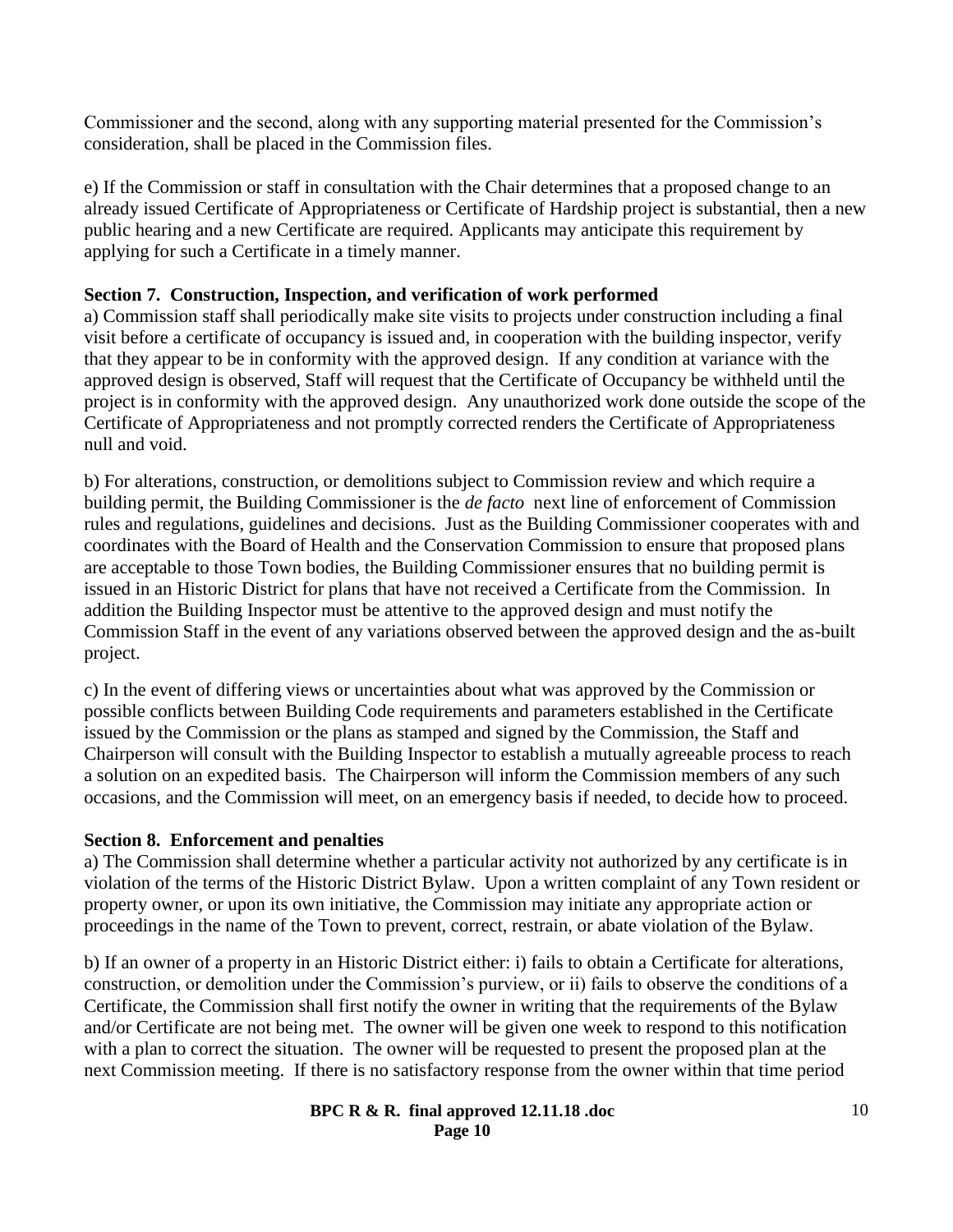Commissioner and the second, along with any supporting material presented for the Commission's consideration, shall be placed in the Commission files.

e) If the Commission or staff in consultation with the Chair determines that a proposed change to an already issued Certificate of Appropriateness or Certificate of Hardship project is substantial, then a new public hearing and a new Certificate are required. Applicants may anticipate this requirement by applying for such a Certificate in a timely manner.

**Section 7. Construction, Inspection, and verification of work performed**

a) Commission staff shall periodically make site visits to projects under construction including a final visit before a certificate of occupancy is issued and, in cooperation with the building inspector, verify that they appear to be in conformity with the approved design. If any condition at variance with the approved design is observed, Staff will request that the Certificate of Occupancy be withheld until the project is in conformity with the approved design. Any unauthorized work done outside the scope of the Certificate of Appropriateness and not promptly corrected renders the Certificate of Appropriateness null and void.

b) For alterations, construction, or demolitions subject to Commission review and which require a building permit, the Building Commissioner is the *de facto* next line of enforcement of Commission rules and regulations, guidelines and decisions. Just as the Building Commissioner cooperates with and coordinates with the Board of Health and the Conservation Commission to ensure that proposed plans are acceptable to those Town bodies, the Building Commissioner ensures that no building permit is issued in an Historic District for plans that have not received a Certificate from the Commission. In addition the Building Inspector must be attentive to the approved design and must notify the Commission Staff in the event of any variations observed between the approved design and the as-built project.

c) In the event of differing views or uncertainties about what was approved by the Commission or possible conflicts between Building Code requirements and parameters established in the Certificate issued by the Commission or the plans as stamped and signed by the Commission, the Staff and Chairperson will consult with the Building Inspector to establish a mutually agreeable process to reach a solution on an expedited basis. The Chairperson will inform the Commission members of any such occasions, and the Commission will meet, on an emergency basis if needed, to decide how to proceed.

**Section 8. Enforcement and penalties**

a) The Commission shall determine whether a particular activity not authorized by any certificate is in violation of the terms of the Historic District Bylaw. Upon a written complaint of any Town resident or property owner, or upon its own initiative, the Commission may initiate any appropriate action or proceedings in the name of the Town to prevent, correct, restrain, or abate violation of the Bylaw.

b) If an owner of a property in an Historic District either: i) fails to obtain a Certificate for alterations, construction, or demolition under the Commission's purview, or ii) fails to observe the conditions of a Certificate, the Commission shall first notify the owner in writing that the requirements of the Bylaw and/or Certificate are not being met. The owner will be given one week to respond to this notification with a plan to correct the situation. The owner will be requested to present the proposed plan at the next Commission meeting. If there is no satisfactory response from the owner within that time period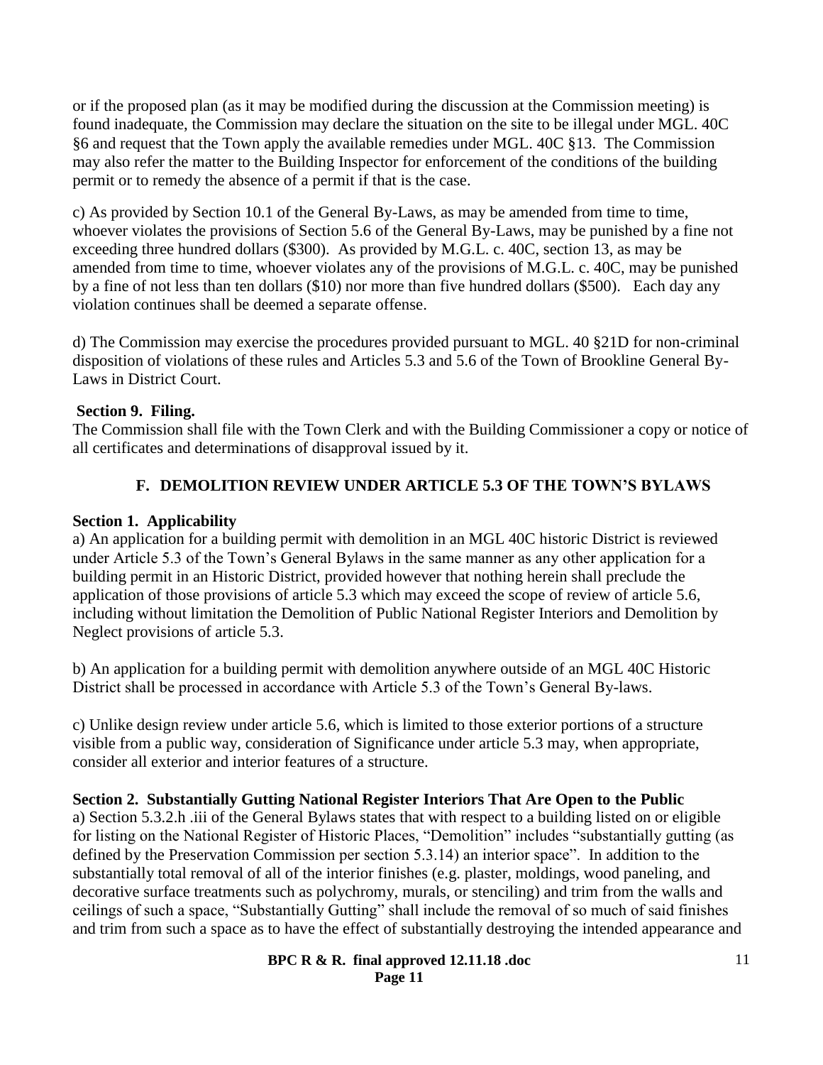or if the proposed plan (as it may be modified during the discussion at the Commission meeting) is found inadequate, the Commission may declare the situation on the site to be illegal under MGL. 40C §6 and request that the Town apply the available remedies under MGL. 40C §13. The Commission may also refer the matter to the Building Inspector for enforcement of the conditions of the building permit or to remedy the absence of a permit if that is the case.

c) As provided by Section 10.1 of the General By-Laws, as may be amended from time to time, whoever violates the provisions of Section 5.6 of the General By-Laws, may be punished by a fine not exceeding three hundred dollars ($300). As provided by M.G.L. c. 40C, section 13, as may be amended from time to time, whoever violates any of the provisions of M.G.L. c. 40C, may be punished by a fine of not less than ten dollars ($10) nor more than five hundred dollars ($500). Each day any violation continues shall be deemed a separate offense.

d) The Commission may exercise the procedures provided pursuant to MGL. 40 §21D for non-criminal disposition of violations of these rules and Articles 5.3 and 5.6 of the Town of Brookline General By-Laws in District Court.

**Section 9. Filing.**

The Commission shall file with the Town Clerk and with the Building Commissioner a copy or notice of all certificates and determinations of disapproval issued by it.

## F. DEMOLITION REVIEW UNDER ARTICLE 5.3 OF THE TOWN'S BYLAWS

**Section 1. Applicability**

a) An application for a building permit with demolition in an MGL 40C historic District is reviewed under Article 5.3 of the Town's General Bylaws in the same manner as any other application for a building permit in an Historic District, provided however that nothing herein shall preclude the application of those provisions of article 5.3 which may exceed the scope of review of article 5.6, including without limitation the Demolition of Public National Register Interiors and Demolition by Neglect provisions of article 5.3.

b) An application for a building permit with demolition anywhere outside of an MGL 40C Historic District shall be processed in accordance with Article 5.3 of the Town's General By-laws.

c) Unlike design review under article 5.6, which is limited to those exterior portions of a structure visible from a public way, consideration of Significance under article 5.3 may, when appropriate, consider all exterior and interior features of a structure.

**Section 2. Substantially Gutting National Register Interiors That Are Open to the Public**

a) Section 5.3.2.h .iii of the General Bylaws states that with respect to a building listed on or eligible for listing on the National Register of Historic Places, "Demolition" includes "substantially gutting (as defined by the Preservation Commission per section 5.3.14) an interior space". In addition to the substantially total removal of all of the interior finishes (e.g. plaster, moldings, wood paneling, and decorative surface treatments such as polychromy, murals, or stenciling) and trim from the walls and ceilings of such a space, "Substantially Gutting" shall include the removal of so much of said finishes and trim from such a space as to have the effect of substantially destroying the intended appearance and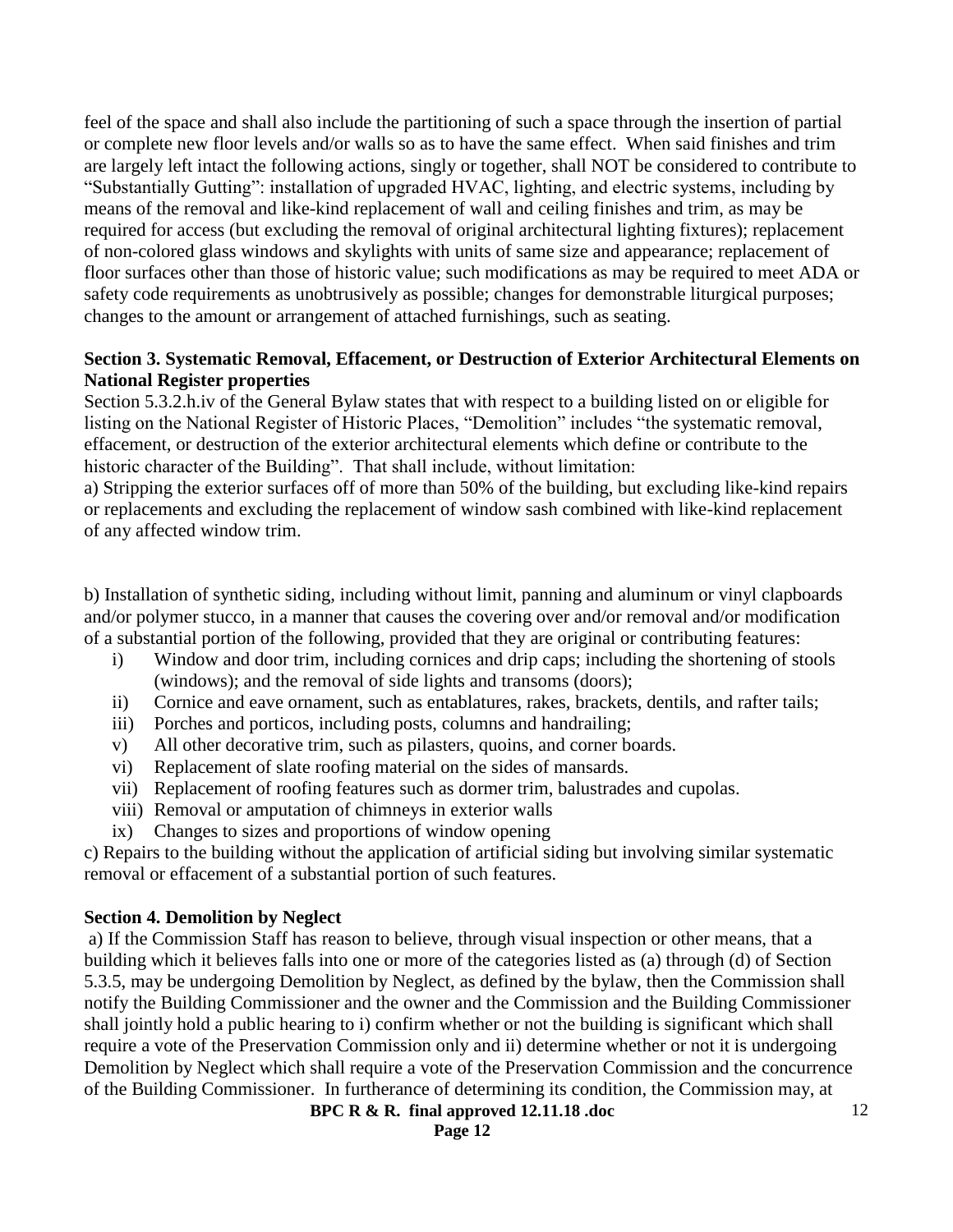feel of the space and shall also include the partitioning of such a space through the insertion of partial or complete new floor levels and/or walls so as to have the same effect. When said finishes and trim are largely left intact the following actions, singly or together, shall NOT be considered to contribute to "Substantially Gutting": installation of upgraded HVAC, lighting, and electric systems, including by means of the removal and like-kind replacement of wall and ceiling finishes and trim, as may be required for access (but excluding the removal of original architectural lighting fixtures); replacement of non-colored glass windows and skylights with units of same size and appearance; replacement of floor surfaces other than those of historic value; such modifications as may be required to meet ADA or safety code requirements as unobtrusively as possible; changes for demonstrable liturgical purposes; changes to the amount or arrangement of attached furnishings, such as seating.

**Section 3. Systematic Removal, Effacement, or Destruction of Exterior Architectural Elements on National Register properties**

Section 5.3.2.h.iv of the General Bylaw states that with respect to a building listed on or eligible for listing on the National Register of Historic Places, "Demolition" includes "the systematic removal, effacement, or destruction of the exterior architectural elements which define or contribute to the historic character of the Building". That shall include, without limitation:

a) Stripping the exterior surfaces off of more than 50% of the building, but excluding like-kind repairs or replacements and excluding the replacement of window sash combined with like-kind replacement of any affected window trim.

b) Installation of synthetic siding, including without limit, panning and aluminum or vinyl clapboards and/or polymer stucco, in a manner that causes the covering over and/or removal and/or modification of a substantial portion of the following, provided that they are original or contributing features:

- i) Window and door trim, including cornices and drip caps; including the shortening of stools (windows); and the removal of side lights and transoms (doors);
- ii) Cornice and eave ornament, such as entablatures, rakes, brackets, dentils, and rafter tails;
- iii) Porches and porticos, including posts, columns and handrailing;
- v) All other decorative trim, such as pilasters, quoins, and corner boards.
- vi) Replacement of slate roofing material on the sides of mansards.
- vii) Replacement of roofing features such as dormer trim, balustrades and cupolas.
- viii) Removal or amputation of chimneys in exterior walls
- ix) Changes to sizes and proportions of window opening

c) Repairs to the building without the application of artificial siding but involving similar systematic removal or effacement of a substantial portion of such features.

**Section 4. Demolition by Neglect**

a) If the Commission Staff has reason to believe, through visual inspection or other means, that a building which it believes falls into one or more of the categories listed as (a) through (d) of Section 5.3.5, may be undergoing Demolition by Neglect, as defined by the bylaw, then the Commission shall notify the Building Commissioner and the owner and the Commission and the Building Commissioner shall jointly hold a public hearing to i) confirm whether or not the building is significant which shall require a vote of the Preservation Commission only and ii) determine whether or not it is undergoing Demolition by Neglect which shall require a vote of the Preservation Commission and the concurrence of the Building Commissioner. In furtherance of determining its condition, the Commission may, at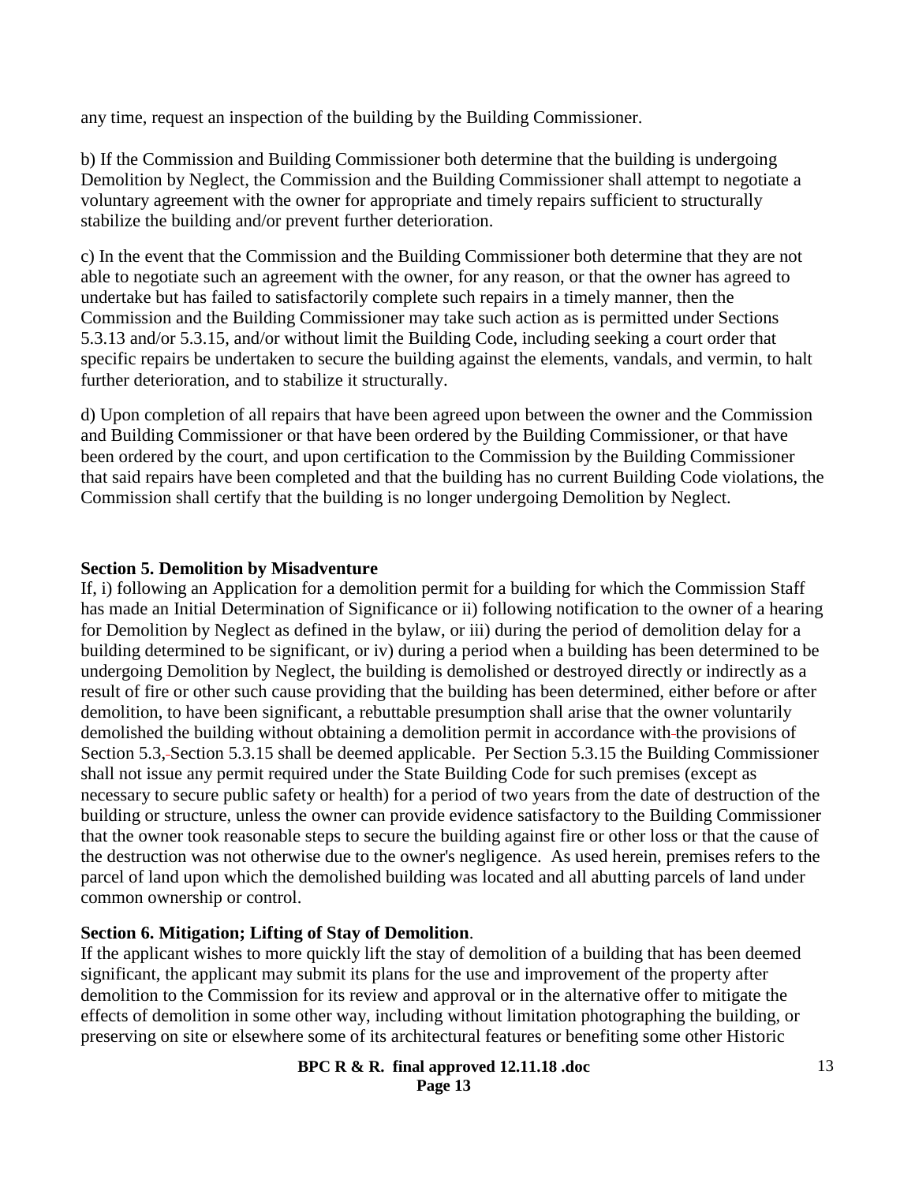any time, request an inspection of the building by the Building Commissioner.

b) If the Commission and Building Commissioner both determine that the building is undergoing Demolition by Neglect, the Commission and the Building Commissioner shall attempt to negotiate a voluntary agreement with the owner for appropriate and timely repairs sufficient to structurally stabilize the building and/or prevent further deterioration.

c) In the event that the Commission and the Building Commissioner both determine that they are not able to negotiate such an agreement with the owner, for any reason, or that the owner has agreed to undertake but has failed to satisfactorily complete such repairs in a timely manner, then the Commission and the Building Commissioner may take such action as is permitted under Sections 5.3.13 and/or 5.3.15, and/or without limit the Building Code, including seeking a court order that specific repairs be undertaken to secure the building against the elements, vandals, and vermin, to halt further deterioration, and to stabilize it structurally.

d) Upon completion of all repairs that have been agreed upon between the owner and the Commission and Building Commissioner or that have been ordered by the Building Commissioner, or that have been ordered by the court, and upon certification to the Commission by the Building Commissioner that said repairs have been completed and that the building has no current Building Code violations, the Commission shall certify that the building is no longer undergoing Demolition by Neglect.

**Section 5. Demolition by Misadventure**

If, i) following an Application for a demolition permit for a building for which the Commission Staff has made an Initial Determination of Significance or ii) following notification to the owner of a hearing for Demolition by Neglect as defined in the bylaw, or iii) during the period of demolition delay for a building determined to be significant, or iv) during a period when a building has been determined to be undergoing Demolition by Neglect, the building is demolished or destroyed directly or indirectly as a result of fire or other such cause providing that the building has been determined, either before or after demolition, to have been significant, a rebuttable presumption shall arise that the owner voluntarily demolished the building without obtaining a demolition permit in accordance with the provisions of Section 5.3, Section 5.3.15 shall be deemed applicable. Per Section 5.3.15 the Building Commissioner shall not issue any permit required under the State Building Code for such premises (except as necessary to secure public safety or health) for a period of two years from the date of destruction of the building or structure, unless the owner can provide evidence satisfactory to the Building Commissioner that the owner took reasonable steps to secure the building against fire or other loss or that the cause of the destruction was not otherwise due to the owner's negligence. As used herein, premises refers to the parcel of land upon which the demolished building was located and all abutting parcels of land under common ownership or control.

**Section 6. Mitigation; Lifting of Stay of Demolition**.

If the applicant wishes to more quickly lift the stay of demolition of a building that has been deemed significant, the applicant may submit its plans for the use and improvement of the property after demolition to the Commission for its review and approval or in the alternative offer to mitigate the effects of demolition in some other way, including without limitation photographing the building, or preserving on site or elsewhere some of its architectural features or benefiting some other Historic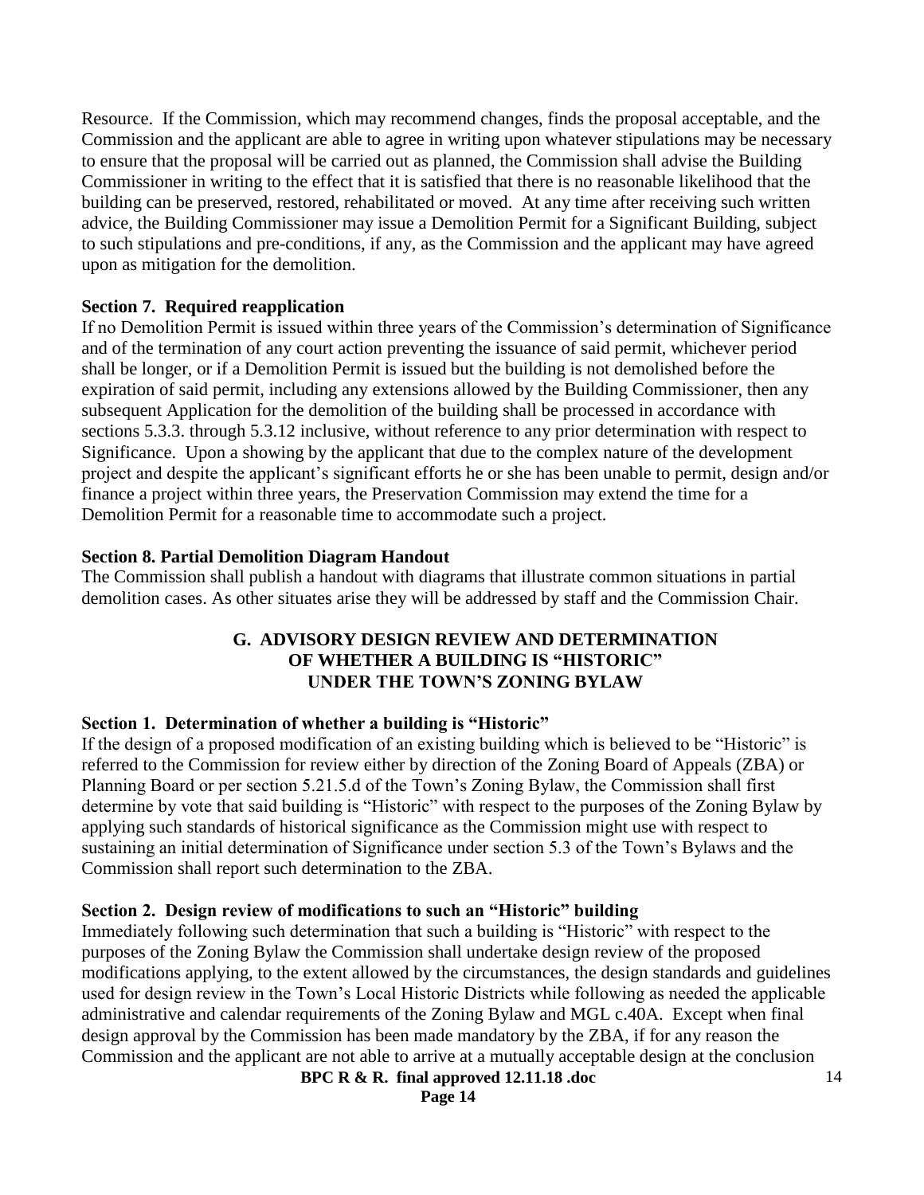Resource. If the Commission, which may recommend changes, finds the proposal acceptable, and the Commission and the applicant are able to agree in writing upon whatever stipulations may be necessary to ensure that the proposal will be carried out as planned, the Commission shall advise the Building Commissioner in writing to the effect that it is satisfied that there is no reasonable likelihood that the building can be preserved, restored, rehabilitated or moved. At any time after receiving such written advice, the Building Commissioner may issue a Demolition Permit for a Significant Building, subject to such stipulations and pre-conditions, if any, as the Commission and the applicant may have agreed upon as mitigation for the demolition.

**Section 7. Required reapplication**

If no Demolition Permit is issued within three years of the Commission's determination of Significance and of the termination of any court action preventing the issuance of said permit, whichever period shall be longer, or if a Demolition Permit is issued but the building is not demolished before the expiration of said permit, including any extensions allowed by the Building Commissioner, then any subsequent Application for the demolition of the building shall be processed in accordance with sections 5.3.3. through 5.3.12 inclusive, without reference to any prior determination with respect to Significance. Upon a showing by the applicant that due to the complex nature of the development project and despite the applicant's significant efforts he or she has been unable to permit, design and/or finance a project within three years, the Preservation Commission may extend the time for a Demolition Permit for a reasonable time to accommodate such a project.

**Section 8. Partial Demolition Diagram Handout**

The Commission shall publish a handout with diagrams that illustrate common situations in partial demolition cases. As other situates arise they will be addressed by staff and the Commission Chair.

## G. ADVISORY DESIGN REVIEW AND DETERMINATION OF WHETHER A BUILDING IS "HISTORIC" UNDER THE TOWN'S ZONING BYLAW

**Section 1. Determination of whether a building is "Historic"**

If the design of a proposed modification of an existing building which is believed to be "Historic" is referred to the Commission for review either by direction of the Zoning Board of Appeals (ZBA) or Planning Board or per section 5.21.5.d of the Town's Zoning Bylaw, the Commission shall first determine by vote that said building is "Historic" with respect to the purposes of the Zoning Bylaw by applying such standards of historical significance as the Commission might use with respect to sustaining an initial determination of Significance under section 5.3 of the Town's Bylaws and the Commission shall report such determination to the ZBA.

**Section 2. Design review of modifications to such an "Historic" building**

Immediately following such determination that such a building is "Historic" with respect to the purposes of the Zoning Bylaw the Commission shall undertake design review of the proposed modifications applying, to the extent allowed by the circumstances, the design standards and guidelines used for design review in the Town's Local Historic Districts while following as needed the applicable administrative and calendar requirements of the Zoning Bylaw and MGL c.40A. Except when final design approval by the Commission has been made mandatory by the ZBA, if for any reason the Commission and the applicant are not able to arrive at a mutually acceptable design at the conclusion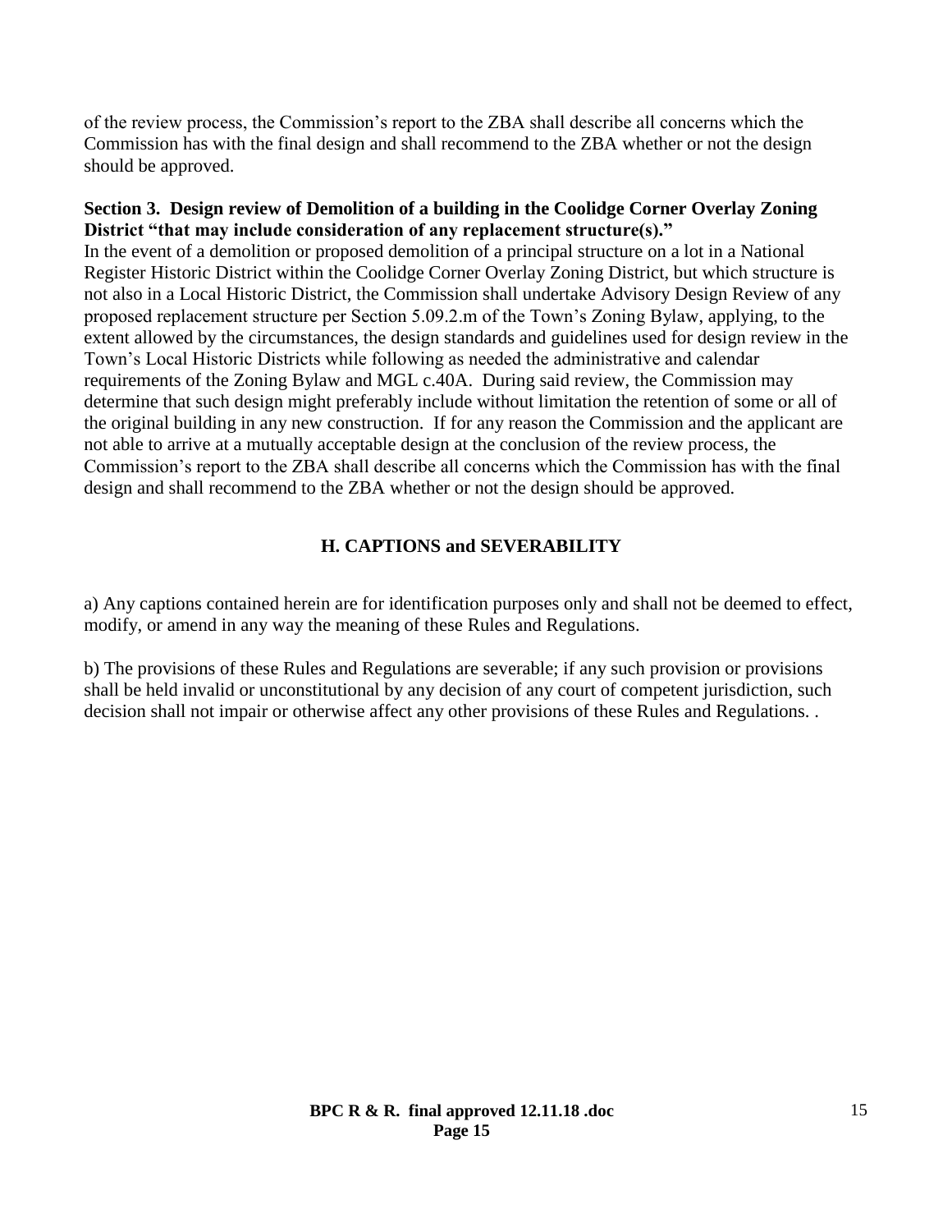of the review process, the Commission's report to the ZBA shall describe all concerns which the Commission has with the final design and shall recommend to the ZBA whether or not the design should be approved.

**Section 3. Design review of Demolition of a building in the Coolidge Corner Overlay Zoning District "that may include consideration of any replacement structure(s)."**

In the event of a demolition or proposed demolition of a principal structure on a lot in a National Register Historic District within the Coolidge Corner Overlay Zoning District, but which structure is not also in a Local Historic District, the Commission shall undertake Advisory Design Review of any proposed replacement structure per Section 5.09.2.m of the Town's Zoning Bylaw, applying, to the extent allowed by the circumstances, the design standards and guidelines used for design review in the Town's Local Historic Districts while following as needed the administrative and calendar requirements of the Zoning Bylaw and MGL c.40A. During said review, the Commission may determine that such design might preferably include without limitation the retention of some or all of the original building in any new construction. If for any reason the Commission and the applicant are not able to arrive at a mutually acceptable design at the conclusion of the review process, the Commission's report to the ZBA shall describe all concerns which the Commission has with the final design and shall recommend to the ZBA whether or not the design should be approved.

## H. CAPTIONS and SEVERABILITY

a) Any captions contained herein are for identification purposes only and shall not be deemed to effect, modify, or amend in any way the meaning of these Rules and Regulations.

b) The provisions of these Rules and Regulations are severable; if any such provision or provisions shall be held invalid or unconstitutional by any decision of any court of competent jurisdiction, such decision shall not impair or otherwise affect any other provisions of these Rules and Regulations. .